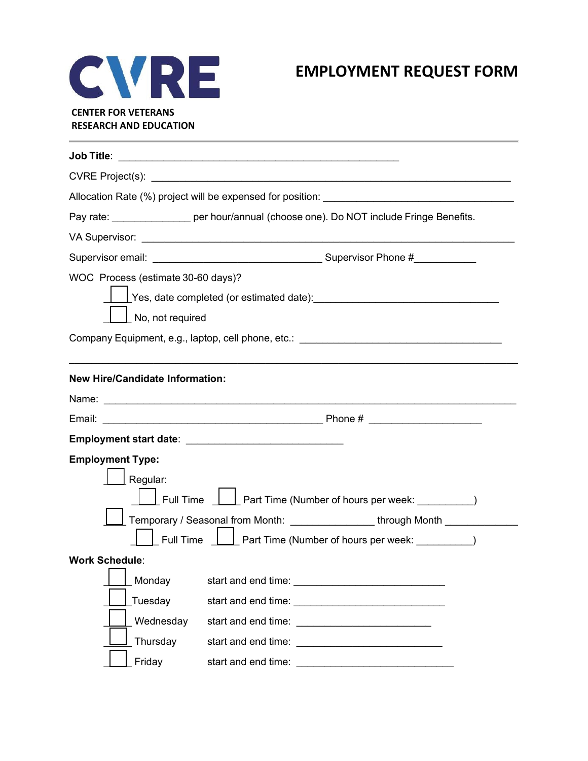CVRE

CENTER FOR VETERANS RESEARCH AND EDUCATION

# EMPLOYMENT REQUEST FORM

**Job Title**: ____________________________________________

CVRE Project(s): ____________________________________________

Allocation Rate (%) project will be expensed for position: ______________________________

Pay rate: ______________ per hour/annual (choose one). Do NOT include Fringe Benefits.

VA Supervisor: ____________________________________________

Supervisor email: ____________________________ Supervisor Phone #___________

WOC Process (estimate 30-60 days)?

- ☐ Yes, date completed (or estimated date):______________________________
- ☐ No, not required

Company Equipment, e.g., laptop, cell phone, etc.: ______________________________

---

**New Hire/Candidate Information:**

Name: ____________________________________________

Email: ____________________________________ Phone # ____________________

**Employment start date**: ___________________________

**Employment Type:**

- ☐ Regular:
  - ☐ Full Time ☐ Part Time (Number of hours per week: __________)
- ☐ Temporary / Seasonal from Month: ______________ through Month _____________
  - ☐ Full Time ☐ Part Time (Number of hours per week: __________)

**Work Schedule**:

- ☐ Monday start and end time: ___________________________
- ☐ Tuesday start and end time: ___________________________
- ☐ Wednesday start and end time: ___________________________
- ☐ Thursday start and end time: ___________________________
- ☐ Friday start and end time: ___________________________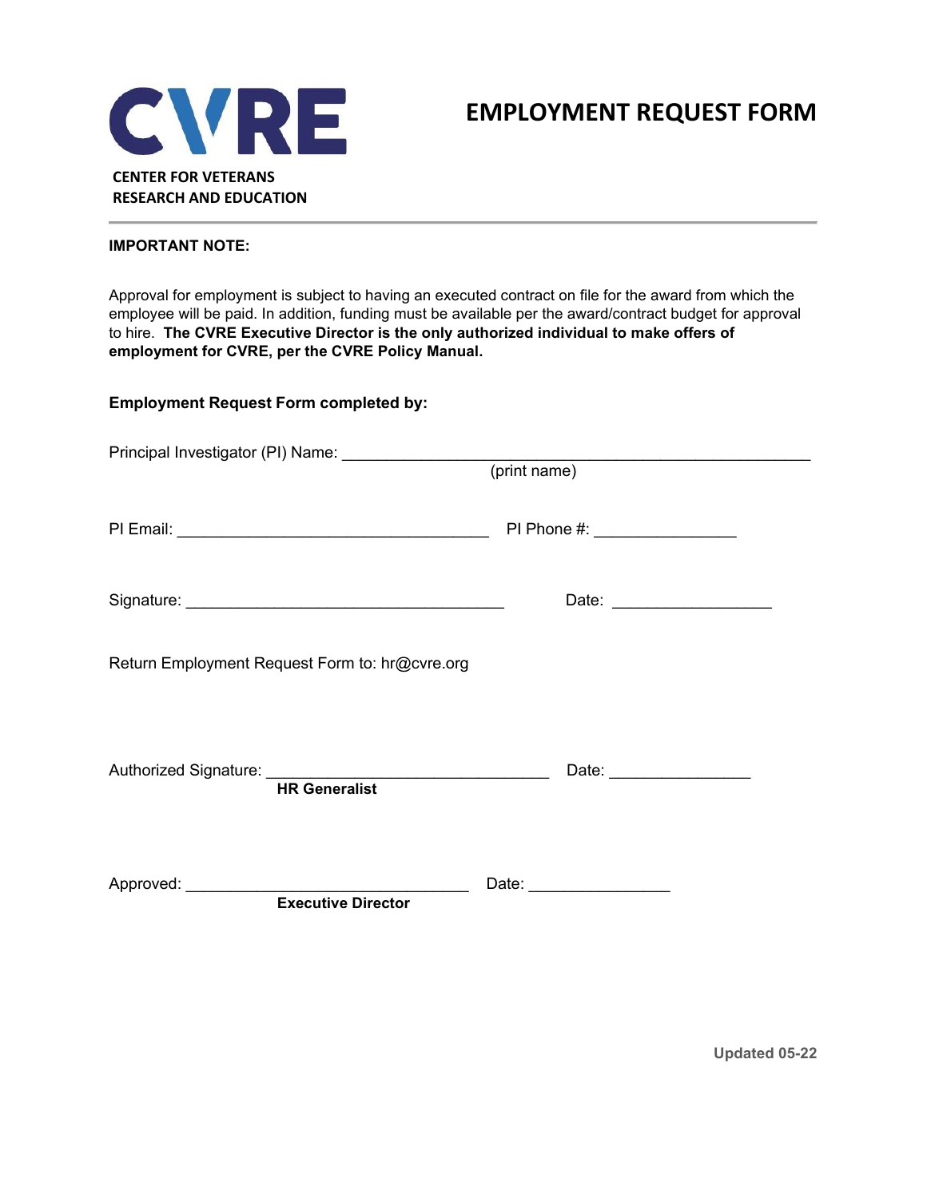CVRE

**CENTER FOR VETERANS RESEARCH AND EDUCATION**

# EMPLOYMENT REQUEST FORM

**IMPORTANT NOTE:**

Approval for employment is subject to having an executed contract on file for the award from which the employee will be paid. In addition, funding must be available per the award/contract budget for approval to hire. **The CVRE Executive Director is the only authorized individual to make offers of employment for CVRE, per the CVRE Policy Manual.**

**Employment Request Form completed by:**

Principal Investigator (PI) Name: _______________________________________________________
(print name)

PI Email: ___________________________________ PI Phone #: ________________

Signature: ___________________________________ Date: __________________

Return Employment Request Form to: hr@cvre.org

Authorized Signature: ________________________________ Date: ________________
**HR Generalist**

Approved: ________________________________ Date: ________________
**Executive Director**

Updated 05-22